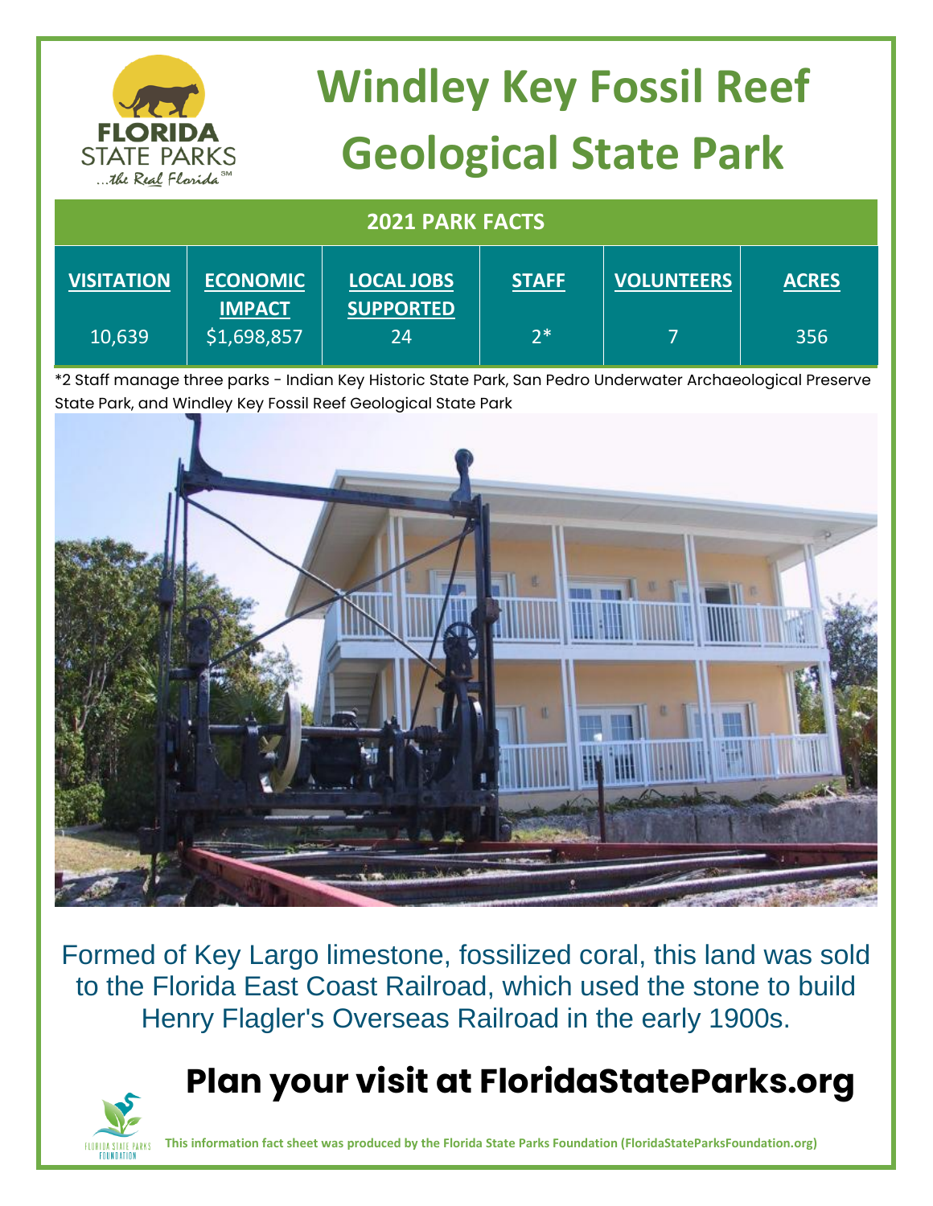# Windley Key Fossil Reef Geological State Park

## 2021 PARK FACTS

| VISITATION | ECONOMIC IMPACT | LOCAL JOBS SUPPORTED | STAFF | VOLUNTEERS | ACRES |
|---|---|---|---|---|---|
| 10,639 | $1,698,857 | 24 | 2* | 7 | 356 |

*2 Staff manage three parks - Indian Key Historic State Park, San Pedro Underwater Archaeological Preserve State Park, and Windley Key Fossil Reef Geological State Park

Formed of Key Largo limestone, fossilized coral, this land was sold to the Florida East Coast Railroad, which used the stone to build Henry Flagler's Overseas Railroad in the early 1900s.

## Plan your visit at FloridaStateParks.org

**This information fact sheet was produced by the Florida State Parks Foundation (FloridaStateParksFoundation.org)**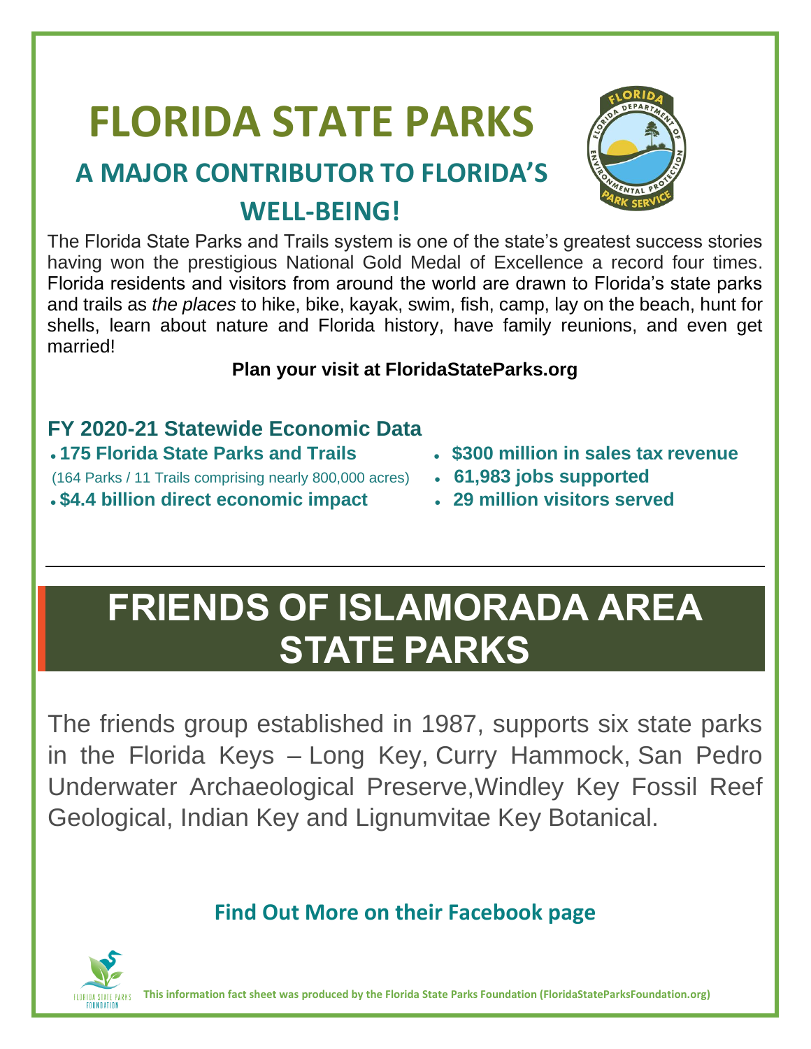# FLORIDA STATE PARKS

## A MAJOR CONTRIBUTOR TO FLORIDA'S WELL-BEING!

The Florida State Parks and Trails system is one of the state's greatest success stories having won the prestigious National Gold Medal of Excellence a record four times. Florida residents and visitors from around the world are drawn to Florida's state parks and trails as *the places* to hike, bike, kayak, swim, fish, camp, lay on the beach, hunt for shells, learn about nature and Florida history, have family reunions, and even get married!

**Plan your visit at FloridaStateParks.org**

### FY 2020-21 Statewide Economic Data

- **175 Florida State Parks and Trails**
  (164 Parks / 11 Trails comprising nearly 800,000 acres)
- **$4.4 billion direct economic impact**
- **$300 million in sales tax revenue**
- **61,983 jobs supported**
- **29 million visitors served**

---

# FRIENDS OF ISLAMORADA AREA STATE PARKS

The friends group established in 1987, supports six state parks in the Florida Keys – Long Key, Curry Hammock, San Pedro Underwater Archaeological Preserve,Windley Key Fossil Reef Geological, Indian Key and Lignumvitae Key Botanical.

**Find Out More on their Facebook page**

**This information fact sheet was produced by the Florida State Parks Foundation (FloridaStateParksFoundation.org)**